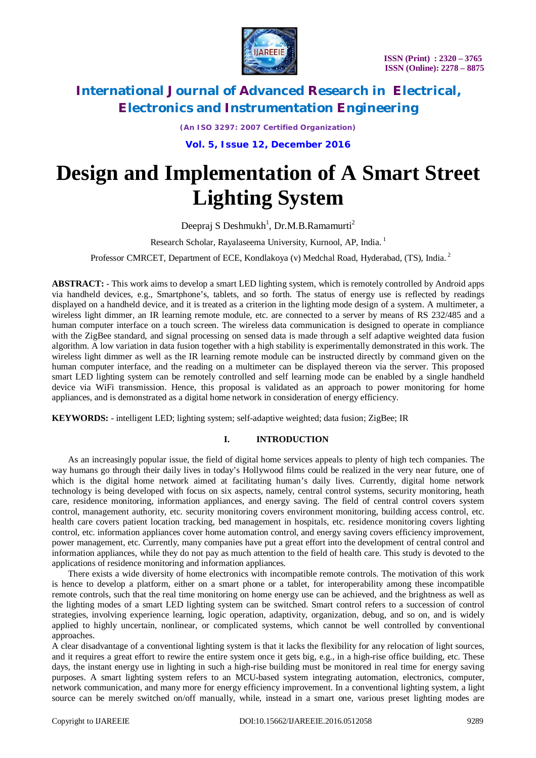# Design and Implementation of A Smart Street Lighting System

Deepraj S Deshmukh[1], Dr.M.B.Ramamurti[2]

Research Scholar, Rayalaseema University, Kurnool, AP, India. [1]

Professor CMRCET, Department of ECE, Kondlakoya (v) Medchal Road, Hyderabad, (TS), India. [2]

**ABSTRACT:** - This work aims to develop a smart LED lighting system, which is remotely controlled by Android apps via handheld devices, e.g., Smartphone's, tablets, and so forth. The status of energy use is reflected by readings displayed on a handheld device, and it is treated as a criterion in the lighting mode design of a system. A multimeter, a wireless light dimmer, an IR learning remote module, etc. are connected to a server by means of RS 232/485 and a human computer interface on a touch screen. The wireless data communication is designed to operate in compliance with the ZigBee standard, and signal processing on sensed data is made through a self adaptive weighted data fusion algorithm. A low variation in data fusion together with a high stability is experimentally demonstrated in this work. The wireless light dimmer as well as the IR learning remote module can be instructed directly by command given on the human computer interface, and the reading on a multimeter can be displayed thereon via the server. This proposed smart LED lighting system can be remotely controlled and self learning mode can be enabled by a single handheld device via WiFi transmission. Hence, this proposal is validated as an approach to power monitoring for home appliances, and is demonstrated as a digital home network in consideration of energy efficiency.

**KEYWORDS:** - intelligent LED; lighting system; self-adaptive weighted; data fusion; ZigBee; IR

## I. INTRODUCTION

As an increasingly popular issue, the field of digital home services appeals to plenty of high tech companies. The way humans go through their daily lives in today's Hollywood films could be realized in the very near future, one of which is the digital home network aimed at facilitating human's daily lives. Currently, digital home network technology is being developed with focus on six aspects, namely, central control systems, security monitoring, heath care, residence monitoring, information appliances, and energy saving. The field of central control covers system control, management authority, etc. security monitoring covers environment monitoring, building access control, etc. health care covers patient location tracking, bed management in hospitals, etc. residence monitoring covers lighting control, etc. information appliances cover home automation control, and energy saving covers efficiency improvement, power management, etc. Currently, many companies have put a great effort into the development of central control and information appliances, while they do not pay as much attention to the field of health care. This study is devoted to the applications of residence monitoring and information appliances.

There exists a wide diversity of home electronics with incompatible remote controls. The motivation of this work is hence to develop a platform, either on a smart phone or a tablet, for interoperability among these incompatible remote controls, such that the real time monitoring on home energy use can be achieved, and the brightness as well as the lighting modes of a smart LED lighting system can be switched. Smart control refers to a succession of control strategies, involving experience learning, logic operation, adaptivity, organization, debug, and so on, and is widely applied to highly uncertain, nonlinear, or complicated systems, which cannot be well controlled by conventional approaches.

A clear disadvantage of a conventional lighting system is that it lacks the flexibility for any relocation of light sources, and it requires a great effort to rewire the entire system once it gets big, e.g., in a high-rise office building, etc. These days, the instant energy use in lighting in such a high-rise building must be monitored in real time for energy saving purposes. A smart lighting system refers to an MCU-based system integrating automation, electronics, computer, network communication, and many more for energy efficiency improvement. In a conventional lighting system, a light source can be merely switched on/off manually, while, instead in a smart one, various preset lighting modes are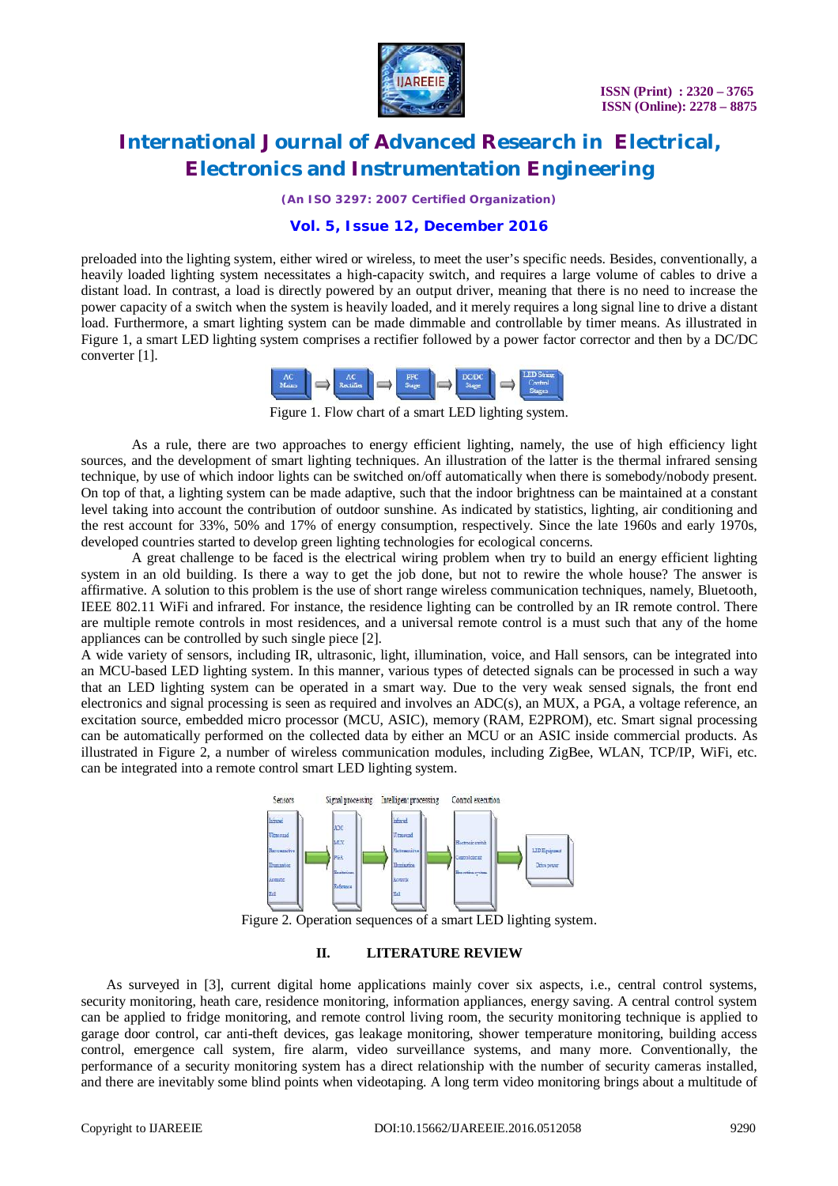preloaded into the lighting system, either wired or wireless, to meet the user's specific needs. Besides, conventionally, a heavily loaded lighting system necessitates a high-capacity switch, and requires a large volume of cables to drive a distant load. In contrast, a load is directly powered by an output driver, meaning that there is no need to increase the power capacity of a switch when the system is heavily loaded, and it merely requires a long signal line to drive a distant load. Furthermore, a smart lighting system can be made dimmable and controllable by timer means. As illustrated in Figure 1, a smart LED lighting system comprises a rectifier followed by a power factor corrector and then by a DC/DC converter [1].

AC Mains → AC Rectifier → PFC Stage → DC/DC Stage → LED String Control Stages

Figure 1. Flow chart of a smart LED lighting system.

As a rule, there are two approaches to energy efficient lighting, namely, the use of high efficiency light sources, and the development of smart lighting techniques. An illustration of the latter is the thermal infrared sensing technique, by use of which indoor lights can be switched on/off automatically when there is somebody/nobody present. On top of that, a lighting system can be made adaptive, such that the indoor brightness can be maintained at a constant level taking into account the contribution of outdoor sunshine. As indicated by statistics, lighting, air conditioning and the rest account for 33%, 50% and 17% of energy consumption, respectively. Since the late 1960s and early 1970s, developed countries started to develop green lighting technologies for ecological concerns.

A great challenge to be faced is the electrical wiring problem when try to build an energy efficient lighting system in an old building. Is there a way to get the job done, but not to rewire the whole house? The answer is affirmative. A solution to this problem is the use of short range wireless communication techniques, namely, Bluetooth, IEEE 802.11 WiFi and infrared. For instance, the residence lighting can be controlled by an IR remote control. There are multiple remote controls in most residences, and a universal remote control is a must such that any of the home appliances can be controlled by such single piece [2].

A wide variety of sensors, including IR, ultrasonic, light, illumination, voice, and Hall sensors, can be integrated into an MCU-based LED lighting system. In this manner, various types of detected signals can be processed in such a way that an LED lighting system can be operated in a smart way. Due to the very weak sensed signals, the front end electronics and signal processing is seen as required and involves an ADC(s), an MUX, a PGA, a voltage reference, an excitation source, embedded micro processor (MCU, ASIC), memory (RAM, E2PROM), etc. Smart signal processing can be automatically performed on the collected data by either an MCU or an ASIC inside commercial products. As illustrated in Figure 2, a number of wireless communication modules, including ZigBee, WLAN, TCP/IP, WiFi, etc. can be integrated into a remote control smart LED lighting system.

Figure 2. Operation sequences of a smart LED lighting system.

## II. LITERATURE REVIEW

As surveyed in [3], current digital home applications mainly cover six aspects, i.e., central control systems, security monitoring, heath care, residence monitoring, information appliances, energy saving. A central control system can be applied to fridge monitoring, and remote control living room, the security monitoring technique is applied to garage door control, car anti-theft devices, gas leakage monitoring, shower temperature monitoring, building access control, emergence call system, fire alarm, video surveillance systems, and many more. Conventionally, the performance of a security monitoring system has a direct relationship with the number of security cameras installed, and there are inevitably some blind points when videotaping. A long term video monitoring brings about a multitude of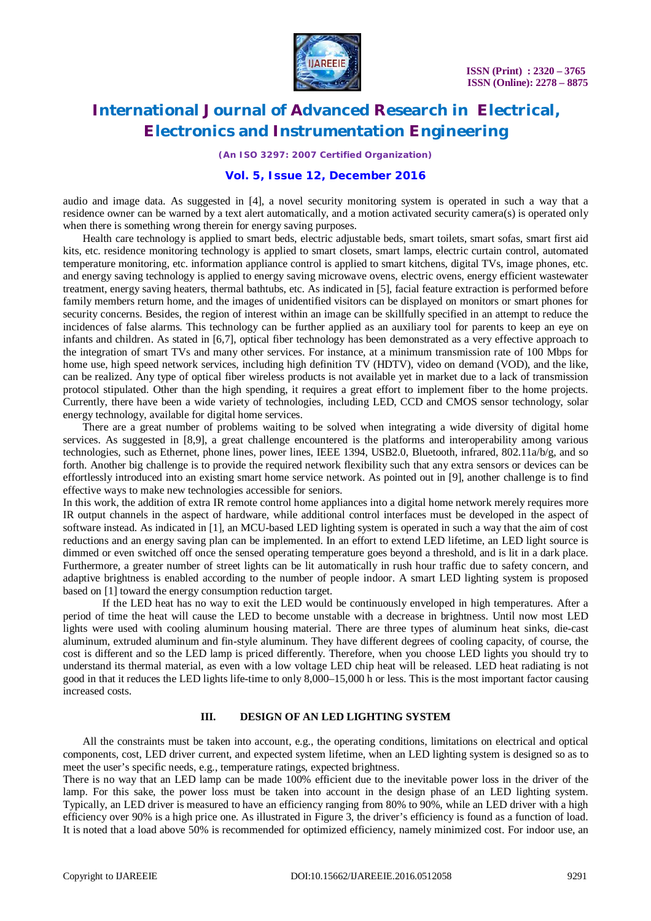audio and image data. As suggested in [4], a novel security monitoring system is operated in such a way that a residence owner can be warned by a text alert automatically, and a motion activated security camera(s) is operated only when there is something wrong therein for energy saving purposes.

Health care technology is applied to smart beds, electric adjustable beds, smart toilets, smart sofas, smart first aid kits, etc. residence monitoring technology is applied to smart closets, smart lamps, electric curtain control, automated temperature monitoring, etc. information appliance control is applied to smart kitchens, digital TVs, image phones, etc. and energy saving technology is applied to energy saving microwave ovens, electric ovens, energy efficient wastewater treatment, energy saving heaters, thermal bathtubs, etc. As indicated in [5], facial feature extraction is performed before family members return home, and the images of unidentified visitors can be displayed on monitors or smart phones for security concerns. Besides, the region of interest within an image can be skillfully specified in an attempt to reduce the incidences of false alarms. This technology can be further applied as an auxiliary tool for parents to keep an eye on infants and children. As stated in [6,7], optical fiber technology has been demonstrated as a very effective approach to the integration of smart TVs and many other services. For instance, at a minimum transmission rate of 100 Mbps for home use, high speed network services, including high definition TV (HDTV), video on demand (VOD), and the like, can be realized. Any type of optical fiber wireless products is not available yet in market due to a lack of transmission protocol stipulated. Other than the high spending, it requires a great effort to implement fiber to the home projects. Currently, there have been a wide variety of technologies, including LED, CCD and CMOS sensor technology, solar energy technology, available for digital home services.

There are a great number of problems waiting to be solved when integrating a wide diversity of digital home services. As suggested in [8,9], a great challenge encountered is the platforms and interoperability among various technologies, such as Ethernet, phone lines, power lines, IEEE 1394, USB2.0, Bluetooth, infrared, 802.11a/b/g, and so forth. Another big challenge is to provide the required network flexibility such that any extra sensors or devices can be effortlessly introduced into an existing smart home service network. As pointed out in [9], another challenge is to find effective ways to make new technologies accessible for seniors.

In this work, the addition of extra IR remote control home appliances into a digital home network merely requires more IR output channels in the aspect of hardware, while additional control interfaces must be developed in the aspect of software instead. As indicated in [1], an MCU-based LED lighting system is operated in such a way that the aim of cost reductions and an energy saving plan can be implemented. In an effort to extend LED lifetime, an LED light source is dimmed or even switched off once the sensed operating temperature goes beyond a threshold, and is lit in a dark place. Furthermore, a greater number of street lights can be lit automatically in rush hour traffic due to safety concern, and adaptive brightness is enabled according to the number of people indoor. A smart LED lighting system is proposed based on [1] toward the energy consumption reduction target.

If the LED heat has no way to exit the LED would be continuously enveloped in high temperatures. After a period of time the heat will cause the LED to become unstable with a decrease in brightness. Until now most LED lights were used with cooling aluminum housing material. There are three types of aluminum heat sinks, die-cast aluminum, extruded aluminum and fin-style aluminum. They have different degrees of cooling capacity, of course, the cost is different and so the LED lamp is priced differently. Therefore, when you choose LED lights you should try to understand its thermal material, as even with a low voltage LED chip heat will be released. LED heat radiating is not good in that it reduces the LED lights life-time to only 8,000–15,000 h or less. This is the most important factor causing increased costs.

## III. DESIGN OF AN LED LIGHTING SYSTEM

All the constraints must be taken into account, e.g., the operating conditions, limitations on electrical and optical components, cost, LED driver current, and expected system lifetime, when an LED lighting system is designed so as to meet the user's specific needs, e.g., temperature ratings, expected brightness.

There is no way that an LED lamp can be made 100% efficient due to the inevitable power loss in the driver of the lamp. For this sake, the power loss must be taken into account in the design phase of an LED lighting system. Typically, an LED driver is measured to have an efficiency ranging from 80% to 90%, while an LED driver with a high efficiency over 90% is a high price one. As illustrated in Figure 3, the driver's efficiency is found as a function of load. It is noted that a load above 50% is recommended for optimized efficiency, namely minimized cost. For indoor use, an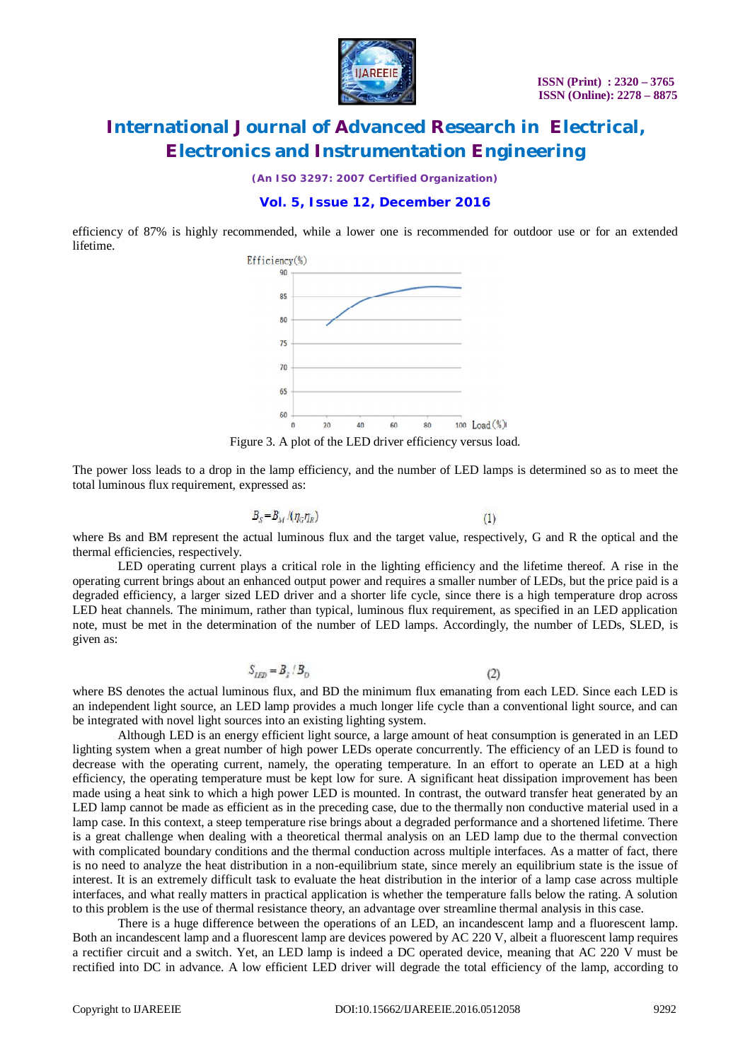efficiency of 87% is highly recommended, while a lower one is recommended for outdoor use or for an extended lifetime.

Efficiency(%)
90
85
80
75
70
65
60
0
20
40
60
80
100
Load(%)

Figure 3. A plot of the LED driver efficiency versus load.

The power loss leads to a drop in the lamp efficiency, and the number of LED lamps is determined so as to meet the total luminous flux requirement, expressed as:

$$B_S = B_M / (\eta_G \eta_R) \qquad (1)$$

where Bs and BM represent the actual luminous flux and the target value, respectively, G and R the optical and the thermal efficiencies, respectively.

LED operating current plays a critical role in the lighting efficiency and the lifetime thereof. A rise in the operating current brings about an enhanced output power and requires a smaller number of LEDs, but the price paid is a degraded efficiency, a larger sized LED driver and a shorter life cycle, since there is a high temperature drop across LED heat channels. The minimum, rather than typical, luminous flux requirement, as specified in an LED application note, must be met in the determination of the number of LED lamps. Accordingly, the number of LEDs, SLED, is given as:

$$S_{LED} = B_S / B_D \qquad (2)$$

where BS denotes the actual luminous flux, and BD the minimum flux emanating from each LED. Since each LED is an independent light source, an LED lamp provides a much longer life cycle than a conventional light source, and can be integrated with novel light sources into an existing lighting system.

Although LED is an energy efficient light source, a large amount of heat consumption is generated in an LED lighting system when a great number of high power LEDs operate concurrently. The efficiency of an LED is found to decrease with the operating current, namely, the operating temperature. In an effort to operate an LED at a high efficiency, the operating temperature must be kept low for sure. A significant heat dissipation improvement has been made using a heat sink to which a high power LED is mounted. In contrast, the outward transfer heat generated by an LED lamp cannot be made as efficient as in the preceding case, due to the thermally non conductive material used in a lamp case. In this context, a steep temperature rise brings about a degraded performance and a shortened lifetime. There is a great challenge when dealing with a theoretical thermal analysis on an LED lamp due to the thermal convection with complicated boundary conditions and the thermal conduction across multiple interfaces. As a matter of fact, there is no need to analyze the heat distribution in a non-equilibrium state, since merely an equilibrium state is the issue of interest. It is an extremely difficult task to evaluate the heat distribution in the interior of a lamp case across multiple interfaces, and what really matters in practical application is whether the temperature falls below the rating. A solution to this problem is the use of thermal resistance theory, an advantage over streamline thermal analysis in this case.

There is a huge difference between the operations of an LED, an incandescent lamp and a fluorescent lamp. Both an incandescent lamp and a fluorescent lamp are devices powered by AC 220 V, albeit a fluorescent lamp requires a rectifier circuit and a switch. Yet, an LED lamp is indeed a DC operated device, meaning that AC 220 V must be rectified into DC in advance. A low efficient LED driver will degrade the total efficiency of the lamp, according to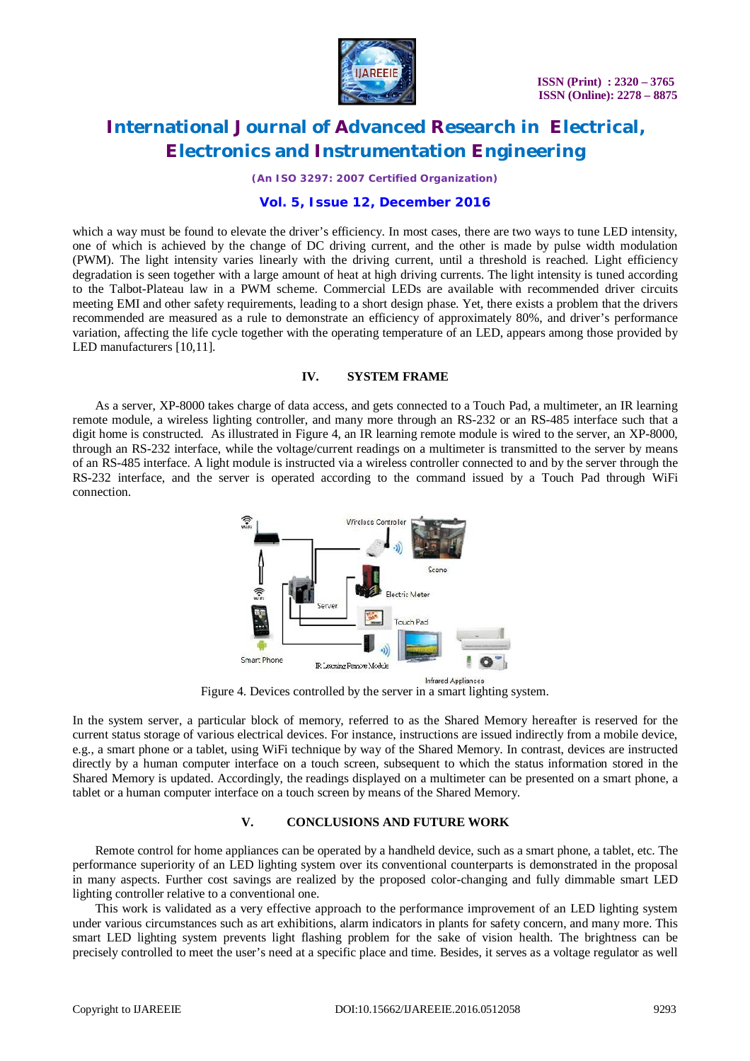which a way must be found to elevate the driver's efficiency. In most cases, there are two ways to tune LED intensity, one of which is achieved by the change of DC driving current, and the other is made by pulse width modulation (PWM). The light intensity varies linearly with the driving current, until a threshold is reached. Light efficiency degradation is seen together with a large amount of heat at high driving currents. The light intensity is tuned according to the Talbot-Plateau law in a PWM scheme. Commercial LEDs are available with recommended driver circuits meeting EMI and other safety requirements, leading to a short design phase. Yet, there exists a problem that the drivers recommended are measured as a rule to demonstrate an efficiency of approximately 80%, and driver's performance variation, affecting the life cycle together with the operating temperature of an LED, appears among those provided by LED manufacturers [10,11].

## IV. SYSTEM FRAME

As a server, XP-8000 takes charge of data access, and gets connected to a Touch Pad, a multimeter, an IR learning remote module, a wireless lighting controller, and many more through an RS-232 or an RS-485 interface such that a digit home is constructed. As illustrated in Figure 4, an IR learning remote module is wired to the server, an XP-8000, through an RS-232 interface, while the voltage/current readings on a multimeter is transmitted to the server by means of an RS-485 interface. A light module is instructed via a wireless controller connected to and by the server through the RS-232 interface, and the server is operated according to the command issued by a Touch Pad through WiFi connection.

Figure 4. Devices controlled by the server in a smart lighting system.

In the system server, a particular block of memory, referred to as the Shared Memory hereafter is reserved for the current status storage of various electrical devices. For instance, instructions are issued indirectly from a mobile device, e.g., a smart phone or a tablet, using WiFi technique by way of the Shared Memory. In contrast, devices are instructed directly by a human computer interface on a touch screen, subsequent to which the status information stored in the Shared Memory is updated. Accordingly, the readings displayed on a multimeter can be presented on a smart phone, a tablet or a human computer interface on a touch screen by means of the Shared Memory.

## V. CONCLUSIONS AND FUTURE WORK

Remote control for home appliances can be operated by a handheld device, such as a smart phone, a tablet, etc. The performance superiority of an LED lighting system over its conventional counterparts is demonstrated in the proposal in many aspects. Further cost savings are realized by the proposed color-changing and fully dimmable smart LED lighting controller relative to a conventional one.

This work is validated as a very effective approach to the performance improvement of an LED lighting system under various circumstances such as art exhibitions, alarm indicators in plants for safety concern, and many more. This smart LED lighting system prevents light flashing problem for the sake of vision health. The brightness can be precisely controlled to meet the user's need at a specific place and time. Besides, it serves as a voltage regulator as well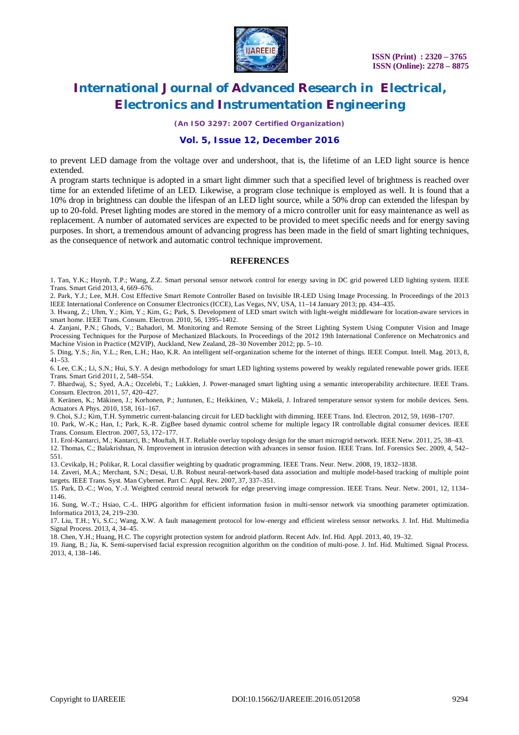to prevent LED damage from the voltage over and undershoot, that is, the lifetime of an LED light source is hence extended.

A program starts technique is adopted in a smart light dimmer such that a specified level of brightness is reached over time for an extended lifetime of an LED. Likewise, a program close technique is employed as well. It is found that a 10% drop in brightness can double the lifespan of an LED light source, while a 50% drop can extended the lifespan by up to 20-fold. Preset lighting modes are stored in the memory of a micro controller unit for easy maintenance as well as replacement. A number of automated services are expected to be provided to meet specific needs and for energy saving purposes. In short, a tremendous amount of advancing progress has been made in the field of smart lighting techniques, as the consequence of network and automatic control technique improvement.

## REFERENCES

1. Tan, Y.K.; Huynh, T.P.; Wang, Z.Z. Smart personal sensor network control for energy saving in DC grid powered LED lighting system. IEEE Trans. Smart Grid 2013, 4, 669–676.
2. Park, Y.J.; Lee, M.H. Cost Effective Smart Remote Controller Based on Invisible IR-LED Using Image Processing. In Proceedings of the 2013 IEEE International Conference on Consumer Electronics (ICCE), Las Vegas, NV, USA, 11–14 January 2013; pp. 434–435.
3. Hwang, Z.; Uhm, Y.; Kim, Y.; Kim, G.; Park, S. Development of LED smart switch with light-weight middleware for location-aware services in smart home. IEEE Trans. Consum. Electron. 2010, 56, 1395–1402.
4. Zanjani, P.N.; Ghods, V.; Bahadori, M. Monitoring and Remote Sensing of the Street Lighting System Using Computer Vision and Image Processing Techniques for the Purpose of Mechanized Blackouts. In Proceedings of the 2012 19th International Conference on Mechatronics and Machine Vision in Practice (M2VIP), Auckland, New Zealand, 28–30 November 2012; pp. 5–10.
5. Ding, Y.S.; Jin, Y.L.; Ren, L.H.; Hao, K.R. An intelligent self-organization scheme for the internet of things. IEEE Comput. Intell. Mag. 2013, 8, 41–53.
6. Lee, C.K.; Li, S.N.; Hui, S.Y. A design methodology for smart LED lighting systems powered by weakly regulated renewable power grids. IEEE Trans. Smart Grid 2011, 2, 548–554.
7. Bhardwaj, S.; Syed, A.A.; Ozcelebi, T.; Lukkien, J. Power-managed smart lighting using a semantic interoperability architecture. IEEE Trans. Consum. Electron. 2011, 57, 420–427.
8. Keränen, K.; Mäkinen, J.; Korhonen, P.; Juntunen, E.; Heikkinen, V.; Mäkelä, J. Infrared temperature sensor system for mobile devices. Sens. Actuators A Phys. 2010, 158, 161–167.
9. Choi, S.J.; Kim, T.H. Symmetric current-balancing circuit for LED backlight with dimming. IEEE Trans. Ind. Electron. 2012, 59, 1698–1707.
10. Park, W.-K.; Han, I.; Park, K.-R. ZigBee based dynamic control scheme for multiple legacy IR controllable digital consumer devices. IEEE Trans. Consum. Electron. 2007, 53, 172–177.
11. Erol-Kantarci, M.; Kantarci, B.; Mouftah, H.T. Reliable overlay topology design for the smart microgrid network. IEEE Netw. 2011, 25, 38–43.
12. Thomas, C.; Balakrishnan, N. Improvement in intrusion detection with advances in sensor fusion. IEEE Trans. Inf. Forensics Sec. 2009, 4, 542–551.
13. Cevikalp, H.; Polikar, R. Local classifier weighting by quadratic programming. IEEE Trans. Neur. Netw. 2008, 19, 1832–1838.
14. Zaveri, M.A.; Merchant, S.N.; Desai, U.B. Robust neural-network-based data association and multiple model-based tracking of multiple point targets. IEEE Trans. Syst. Man Cybernet. Part C: Appl. Rev. 2007, 37, 337–351.
15. Park, D.-C.; Woo, Y.-J. Weighted centroid neural network for edge preserving image compression. IEEE Trans. Neur. Netw. 2001, 12, 1134–1146.
16. Sung, W.-T.; Hsiao, C.-L. IHPG algorithm for efficient information fusion in multi-sensor network via smoothing parameter optimization. Informatica 2013, 24, 219–230.
17. Liu, T.H.; Yi, S.C.; Wang, X.W. A fault management protocol for low-energy and efficient wireless sensor networks. J. Inf. Hid. Multimedia Signal Process. 2013, 4, 34–45.
18. Chen, Y.H.; Huang, H.C. The copyright protection system for android platform. Recent Adv. Inf. Hid. Appl. 2013, 40, 19–32.
19. Jiang, B.; Jia, K. Semi-supervised facial expression recognition algorithm on the condition of multi-pose. J. Inf. Hid. Multimed. Signal Process. 2013, 4, 138–146.